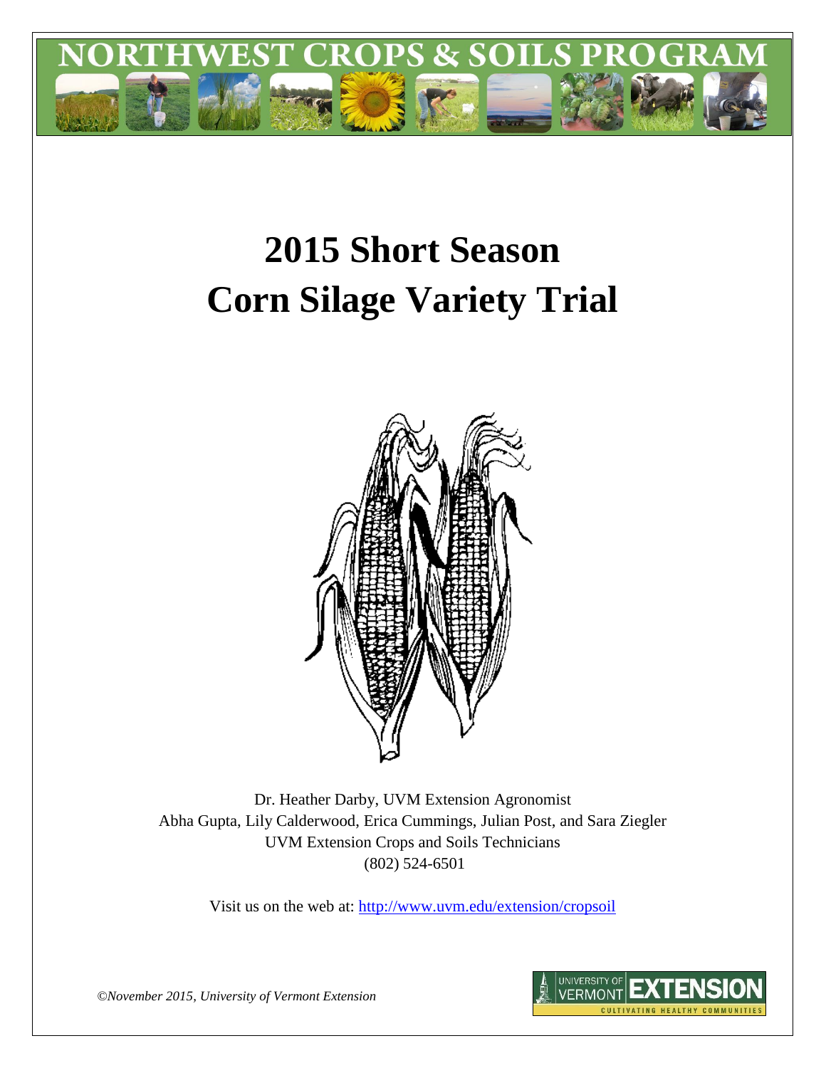NORTHWEST CROPS & SOILS PROGRAM

# 2015 Short Season Corn Silage Variety Trial

Dr. Heather Darby, UVM Extension Agronomist
Abha Gupta, Lily Calderwood, Erica Cummings, Julian Post, and Sara Ziegler
UVM Extension Crops and Soils Technicians
(802) 524-6501

Visit us on the web at: http://www.uvm.edu/extension/cropsoil

*©November 2015, University of Vermont Extension*

UNIVERSITY OF VERMONT EXTENSION
CULTIVATING HEALTHY COMMUNITIES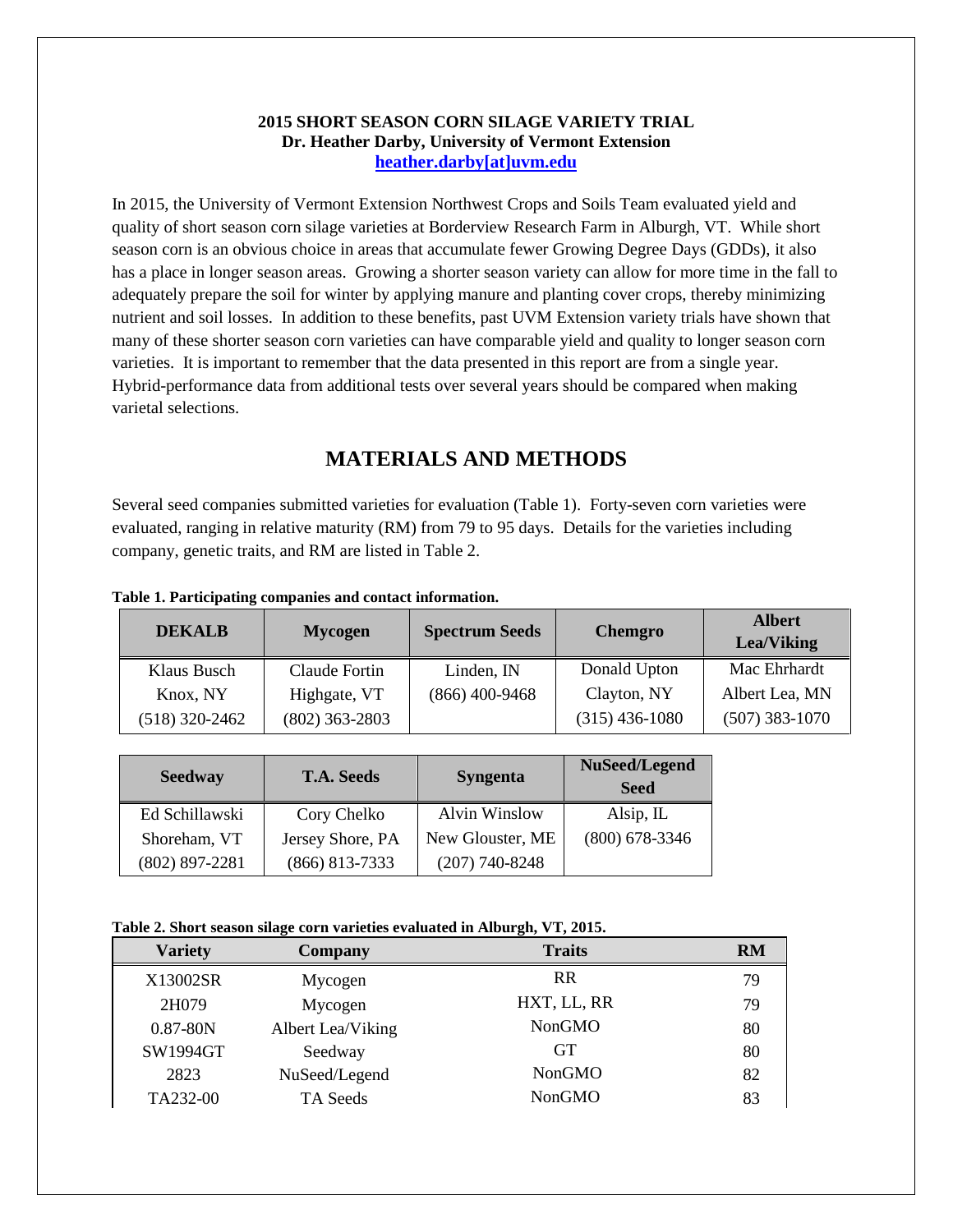**2015 SHORT SEASON CORN SILAGE VARIETY TRIAL**
**Dr. Heather Darby, University of Vermont Extension**
**heather.darby[at]uvm.edu**

In 2015, the University of Vermont Extension Northwest Crops and Soils Team evaluated yield and quality of short season corn silage varieties at Borderview Research Farm in Alburgh, VT. While short season corn is an obvious choice in areas that accumulate fewer Growing Degree Days (GDDs), it also has a place in longer season areas. Growing a shorter season variety can allow for more time in the fall to adequately prepare the soil for winter by applying manure and planting cover crops, thereby minimizing nutrient and soil losses. In addition to these benefits, past UVM Extension variety trials have shown that many of these shorter season corn varieties can have comparable yield and quality to longer season corn varieties. It is important to remember that the data presented in this report are from a single year. Hybrid-performance data from additional tests over several years should be compared when making varietal selections.

# MATERIALS AND METHODS

Several seed companies submitted varieties for evaluation (Table 1). Forty-seven corn varieties were evaluated, ranging in relative maturity (RM) from 79 to 95 days. Details for the varieties including company, genetic traits, and RM are listed in Table 2.

**Table 1. Participating companies and contact information.**

| DEKALB | Mycogen | Spectrum Seeds | Chemgro | Albert Lea/Viking |
|---|---|---|---|---|
| Klaus Busch | Claude Fortin | Linden, IN | Donald Upton | Mac Ehrhardt |
| Knox, NY | Highgate, VT | (866) 400-9468 | Clayton, NY | Albert Lea, MN |
| (518) 320-2462 | (802) 363-2803 | | (315) 436-1080 | (507) 383-1070 |

| Seedway | T.A. Seeds | Syngenta | NuSeed/Legend Seed |
|---|---|---|---|
| Ed Schillawski | Cory Chelko | Alvin Winslow | Alsip, IL |
| Shoreham, VT | Jersey Shore, PA | New Glouster, ME | (800) 678-3346 |
| (802) 897-2281 | (866) 813-7333 | (207) 740-8248 | |

**Table 2. Short season silage corn varieties evaluated in Alburgh, VT, 2015.**

| Variety | Company | Traits | RM |
|---|---|---|---|
| X13002SR | Mycogen | RR | 79 |
| 2H079 | Mycogen | HXT, LL, RR | 79 |
| 0.87-80N | Albert Lea/Viking | NonGMO | 80 |
| SW1994GT | Seedway | GT | 80 |
| 2823 | NuSeed/Legend | NonGMO | 82 |
| TA232-00 | TA Seeds | NonGMO | 83 |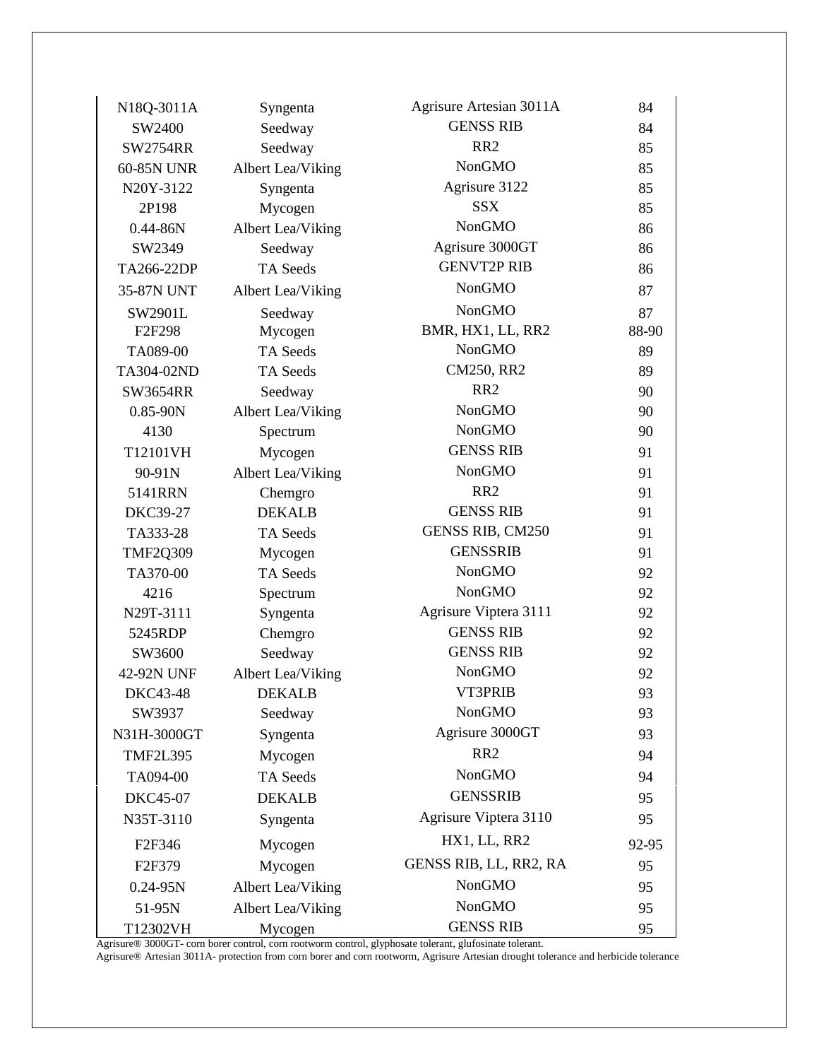| | | | |
|---|---|---|---|
| N18Q-3011A | Syngenta | Agrisure Artesian 3011A | 84 |
| SW2400 | Seedway | GENSS RIB | 84 |
| SW2754RR | Seedway | RR2 | 85 |
| 60-85N UNR | Albert Lea/Viking | NonGMO | 85 |
| N20Y-3122 | Syngenta | Agrisure 3122 | 85 |
| 2P198 | Mycogen | SSX | 85 |
| 0.44-86N | Albert Lea/Viking | NonGMO | 86 |
| SW2349 | Seedway | Agrisure 3000GT | 86 |
| TA266-22DP | TA Seeds | GENVT2P RIB | 86 |
| 35-87N UNT | Albert Lea/Viking | NonGMO | 87 |
| SW2901L | Seedway | NonGMO | 87 |
| F2F298 | Mycogen | BMR, HX1, LL, RR2 | 88-90 |
| TA089-00 | TA Seeds | NonGMO | 89 |
| TA304-02ND | TA Seeds | CM250, RR2 | 89 |
| SW3654RR | Seedway | RR2 | 90 |
| 0.85-90N | Albert Lea/Viking | NonGMO | 90 |
| 4130 | Spectrum | NonGMO | 90 |
| T12101VH | Mycogen | GENSS RIB | 91 |
| 90-91N | Albert Lea/Viking | NonGMO | 91 |
| 5141RRN | Chemgro | RR2 | 91 |
| DKC39-27 | DEKALB | GENSS RIB | 91 |
| TA333-28 | TA Seeds | GENSS RIB, CM250 | 91 |
| TMF2Q309 | Mycogen | GENSSRIB | 91 |
| TA370-00 | TA Seeds | NonGMO | 92 |
| 4216 | Spectrum | NonGMO | 92 |
| N29T-3111 | Syngenta | Agrisure Viptera 3111 | 92 |
| 5245RDP | Chemgro | GENSS RIB | 92 |
| SW3600 | Seedway | GENSS RIB | 92 |
| 42-92N UNF | Albert Lea/Viking | NonGMO | 92 |
| DKC43-48 | DEKALB | VT3PRIB | 93 |
| SW3937 | Seedway | NonGMO | 93 |
| N31H-3000GT | Syngenta | Agrisure 3000GT | 93 |
| TMF2L395 | Mycogen | RR2 | 94 |
| TA094-00 | TA Seeds | NonGMO | 94 |
| DKC45-07 | DEKALB | GENSSRIB | 95 |
| N35T-3110 | Syngenta | Agrisure Viptera 3110 | 95 |
| F2F346 | Mycogen | HX1, LL, RR2 | 92-95 |
| F2F379 | Mycogen | GENSS RIB, LL, RR2, RA | 95 |
| 0.24-95N | Albert Lea/Viking | NonGMO | 95 |
| 51-95N | Albert Lea/Viking | NonGMO | 95 |
| T12302VH | Mycogen | GENSS RIB | 95 |

Agrisure® 3000GT- corn borer control, corn rootworm control, glyphosate tolerant, glufosinate tolerant.

Agrisure® Artesian 3011A- protection from corn borer and corn rootworm, Agrisure Artesian drought tolerance and herbicide tolerance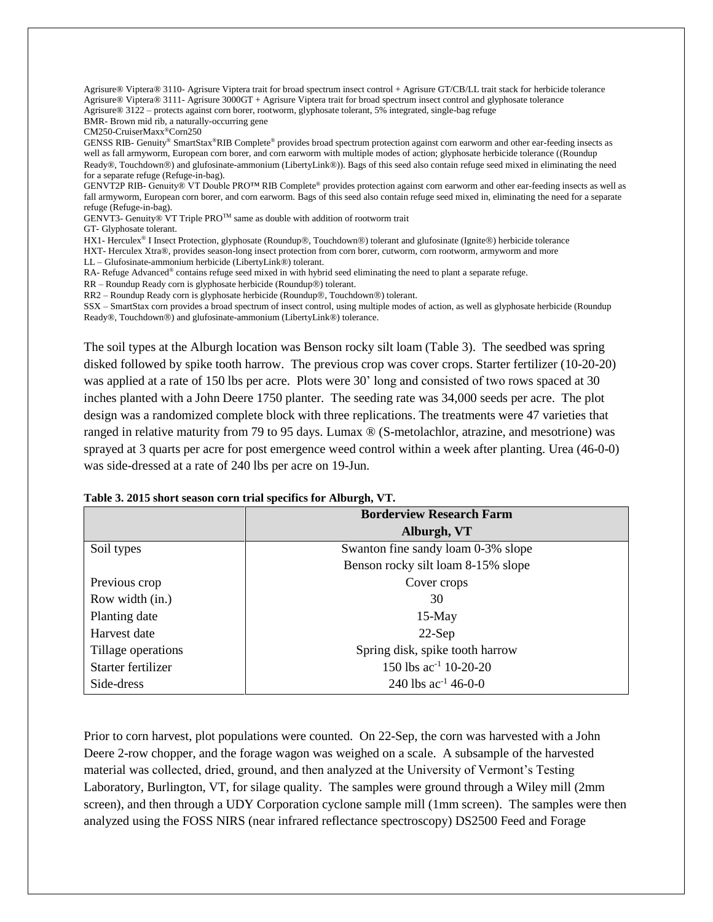Agrisure® Viptera® 3110- Agrisure Viptera trait for broad spectrum insect control + Agrisure GT/CB/LL trait stack for herbicide tolerance
Agrisure® Viptera® 3111- Agrisure 3000GT + Agrisure Viptera trait for broad spectrum insect control and glyphosate tolerance
Agrisure® 3122 – protects against corn borer, rootworm, glyphosate tolerant, 5% integrated, single-bag refuge
BMR- Brown mid rib, a naturally-occurring gene
CM250-CruiserMaxx®Corn250
GENSS RIB- Genuity® SmartStax®RIB Complete® provides broad spectrum protection against corn earworm and other ear-feeding insects as well as fall armyworm, European corn borer, and corn earworm with multiple modes of action; glyphosate herbicide tolerance ((Roundup Ready®, Touchdown®) and glufosinate-ammonium (LibertyLink®)). Bags of this seed also contain refuge seed mixed in eliminating the need for a separate refuge (Refuge-in-bag).
GENVT2P RIB- Genuity® VT Double PRO™ RIB Complete® provides protection against corn earworm and other ear-feeding insects as well as fall armyworm, European corn borer, and corn earworm. Bags of this seed also contain refuge seed mixed in, eliminating the need for a separate refuge (Refuge-in-bag).
GENVT3- Genuity® VT Triple PRO™ same as double with addition of rootworm trait
GT- Glyphosate tolerant.
HX1- Herculex® I Insect Protection, glyphosate (Roundup®, Touchdown®) tolerant and glufosinate (Ignite®) herbicide tolerance
HXT- Herculex Xtra®, provides season-long insect protection from corn borer, cutworm, corn rootworm, armyworm and more
LL – Glufosinate-ammonium herbicide (LibertyLink®) tolerant.
RA- Refuge Advanced® contains refuge seed mixed in with hybrid seed eliminating the need to plant a separate refuge.
RR – Roundup Ready corn is glyphosate herbicide (Roundup®) tolerant.
RR2 – Roundup Ready corn is glyphosate herbicide (Roundup®, Touchdown®) tolerant.
SSX – SmartStax corn provides a broad spectrum of insect control, using multiple modes of action, as well as glyphosate herbicide (Roundup Ready®, Touchdown®) and glufosinate-ammonium (LibertyLink®) tolerance.

The soil types at the Alburgh location was Benson rocky silt loam (Table 3). The seedbed was spring disked followed by spike tooth harrow. The previous crop was cover crops. Starter fertilizer (10-20-20) was applied at a rate of 150 lbs per acre. Plots were 30' long and consisted of two rows spaced at 30 inches planted with a John Deere 1750 planter. The seeding rate was 34,000 seeds per acre. The plot design was a randomized complete block with three replications. The treatments were 47 varieties that ranged in relative maturity from 79 to 95 days. Lumax ® (S-metolachlor, atrazine, and mesotrione) was sprayed at 3 quarts per acre for post emergence weed control within a week after planting. Urea (46-0-0) was side-dressed at a rate of 240 lbs per acre on 19-Jun.

**Table 3. 2015 short season corn trial specifics for Alburgh, VT.**

| | Borderview Research Farm Alburgh, VT |
|---|---|
| Soil types | Swanton fine sandy loam 0-3% slope<br>Benson rocky silt loam 8-15% slope |
| Previous crop | Cover crops |
| Row width (in.) | 30 |
| Planting date | 15-May |
| Harvest date | 22-Sep |
| Tillage operations | Spring disk, spike tooth harrow |
| Starter fertilizer | 150 lbs $ac^{-1}$ 10-20-20 |
| Side-dress | 240 lbs $ac^{-1}$ 46-0-0 |

Prior to corn harvest, plot populations were counted. On 22-Sep, the corn was harvested with a John Deere 2-row chopper, and the forage wagon was weighed on a scale. A subsample of the harvested material was collected, dried, ground, and then analyzed at the University of Vermont's Testing Laboratory, Burlington, VT, for silage quality. The samples were ground through a Wiley mill (2mm screen), and then through a UDY Corporation cyclone sample mill (1mm screen). The samples were then analyzed using the FOSS NIRS (near infrared reflectance spectroscopy) DS2500 Feed and Forage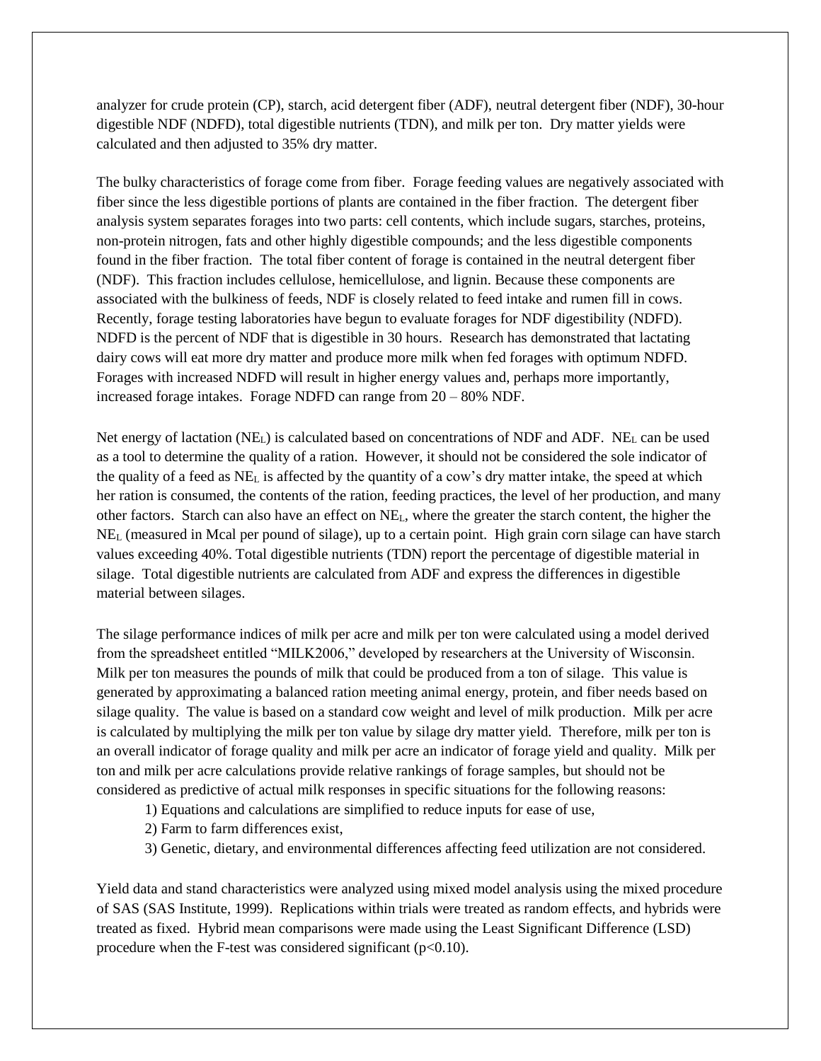analyzer for crude protein (CP), starch, acid detergent fiber (ADF), neutral detergent fiber (NDF), 30-hour digestible NDF (NDFD), total digestible nutrients (TDN), and milk per ton. Dry matter yields were calculated and then adjusted to 35% dry matter.

The bulky characteristics of forage come from fiber. Forage feeding values are negatively associated with fiber since the less digestible portions of plants are contained in the fiber fraction. The detergent fiber analysis system separates forages into two parts: cell contents, which include sugars, starches, proteins, non-protein nitrogen, fats and other highly digestible compounds; and the less digestible components found in the fiber fraction. The total fiber content of forage is contained in the neutral detergent fiber (NDF). This fraction includes cellulose, hemicellulose, and lignin. Because these components are associated with the bulkiness of feeds, NDF is closely related to feed intake and rumen fill in cows. Recently, forage testing laboratories have begun to evaluate forages for NDF digestibility (NDFD). NDFD is the percent of NDF that is digestible in 30 hours. Research has demonstrated that lactating dairy cows will eat more dry matter and produce more milk when fed forages with optimum NDFD. Forages with increased NDFD will result in higher energy values and, perhaps more importantly, increased forage intakes. Forage NDFD can range from 20 – 80% NDF.

Net energy of lactation ($NE_L$) is calculated based on concentrations of NDF and ADF. $NE_L$ can be used as a tool to determine the quality of a ration. However, it should not be considered the sole indicator of the quality of a feed as $NE_L$ is affected by the quantity of a cow's dry matter intake, the speed at which her ration is consumed, the contents of the ration, feeding practices, the level of her production, and many other factors. Starch can also have an effect on $NE_L$, where the greater the starch content, the higher the $NE_L$ (measured in Mcal per pound of silage), up to a certain point. High grain corn silage can have starch values exceeding 40%. Total digestible nutrients (TDN) report the percentage of digestible material in silage. Total digestible nutrients are calculated from ADF and express the differences in digestible material between silages.

The silage performance indices of milk per acre and milk per ton were calculated using a model derived from the spreadsheet entitled "MILK2006," developed by researchers at the University of Wisconsin. Milk per ton measures the pounds of milk that could be produced from a ton of silage. This value is generated by approximating a balanced ration meeting animal energy, protein, and fiber needs based on silage quality. The value is based on a standard cow weight and level of milk production. Milk per acre is calculated by multiplying the milk per ton value by silage dry matter yield. Therefore, milk per ton is an overall indicator of forage quality and milk per acre an indicator of forage yield and quality. Milk per ton and milk per acre calculations provide relative rankings of forage samples, but should not be considered as predictive of actual milk responses in specific situations for the following reasons:

1) Equations and calculations are simplified to reduce inputs for ease of use,
2) Farm to farm differences exist,
3) Genetic, dietary, and environmental differences affecting feed utilization are not considered.

Yield data and stand characteristics were analyzed using mixed model analysis using the mixed procedure of SAS (SAS Institute, 1999). Replications within trials were treated as random effects, and hybrids were treated as fixed. Hybrid mean comparisons were made using the Least Significant Difference (LSD) procedure when the F-test was considered significant ($p<0.10$).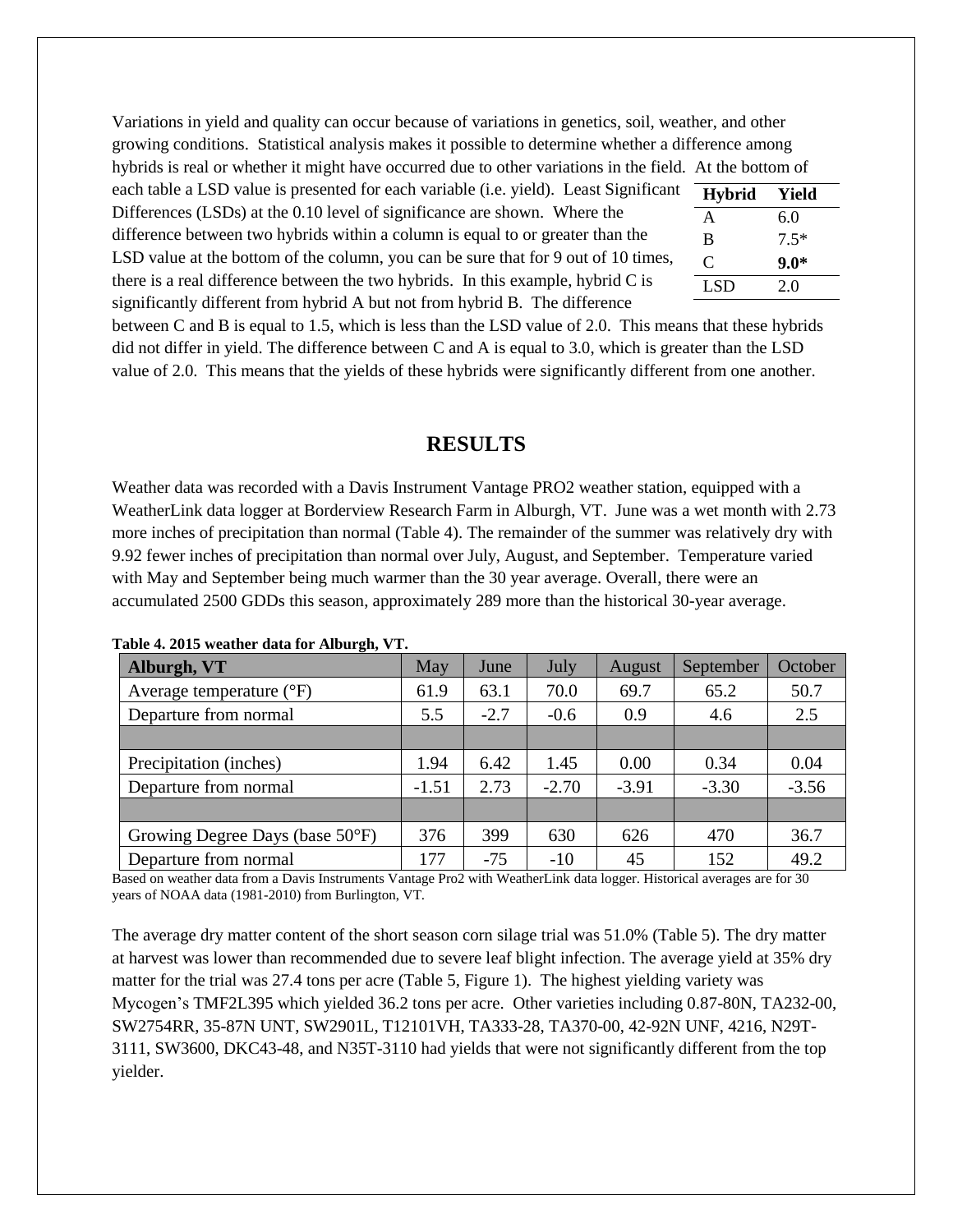Variations in yield and quality can occur because of variations in genetics, soil, weather, and other growing conditions. Statistical analysis makes it possible to determine whether a difference among hybrids is real or whether it might have occurred due to other variations in the field. At the bottom of each table a LSD value is presented for each variable (i.e. yield). Least Significant Differences (LSDs) at the 0.10 level of significance are shown. Where the difference between two hybrids within a column is equal to or greater than the LSD value at the bottom of the column, you can be sure that for 9 out of 10 times, there is a real difference between the two hybrids. In this example, hybrid C is significantly different from hybrid A but not from hybrid B. The difference between C and B is equal to 1.5, which is less than the LSD value of 2.0. This means that these hybrids did not differ in yield. The difference between C and A is equal to 3.0, which is greater than the LSD value of 2.0. This means that the yields of these hybrids were significantly different from one another.

| Hybrid | Yield |
|---|---|
| A | 6.0 |
| B | 7.5* |
| C | **9.0*** |
| LSD | 2.0 |

## RESULTS

Weather data was recorded with a Davis Instrument Vantage PRO2 weather station, equipped with a WeatherLink data logger at Borderview Research Farm in Alburgh, VT. June was a wet month with 2.73 more inches of precipitation than normal (Table 4). The remainder of the summer was relatively dry with 9.92 fewer inches of precipitation than normal over July, August, and September. Temperature varied with May and September being much warmer than the 30 year average. Overall, there were an accumulated 2500 GDDs this season, approximately 289 more than the historical 30-year average.

**Table 4. 2015 weather data for Alburgh, VT.**

| Alburgh, VT | May | June | July | August | September | October |
|---|---|---|---|---|---|---|
| Average temperature (°F) | 61.9 | 63.1 | 70.0 | 69.7 | 65.2 | 50.7 |
| Departure from normal | 5.5 | -2.7 | -0.6 | 0.9 | 4.6 | 2.5 |
| | | | | | | |
| Precipitation (inches) | 1.94 | 6.42 | 1.45 | 0.00 | 0.34 | 0.04 |
| Departure from normal | -1.51 | 2.73 | -2.70 | -3.91 | -3.30 | -3.56 |
| | | | | | | |
| Growing Degree Days (base 50°F) | 376 | 399 | 630 | 626 | 470 | 36.7 |
| Departure from normal | 177 | -75 | -10 | 45 | 152 | 49.2 |

Based on weather data from a Davis Instruments Vantage Pro2 with WeatherLink data logger. Historical averages are for 30 years of NOAA data (1981-2010) from Burlington, VT.

The average dry matter content of the short season corn silage trial was 51.0% (Table 5). The dry matter at harvest was lower than recommended due to severe leaf blight infection. The average yield at 35% dry matter for the trial was 27.4 tons per acre (Table 5, Figure 1). The highest yielding variety was Mycogen's TMF2L395 which yielded 36.2 tons per acre. Other varieties including 0.87-80N, TA232-00, SW2754RR, 35-87N UNT, SW2901L, T12101VH, TA333-28, TA370-00, 42-92N UNF, 4216, N29T-3111, SW3600, DKC43-48, and N35T-3110 had yields that were not significantly different from the top yielder.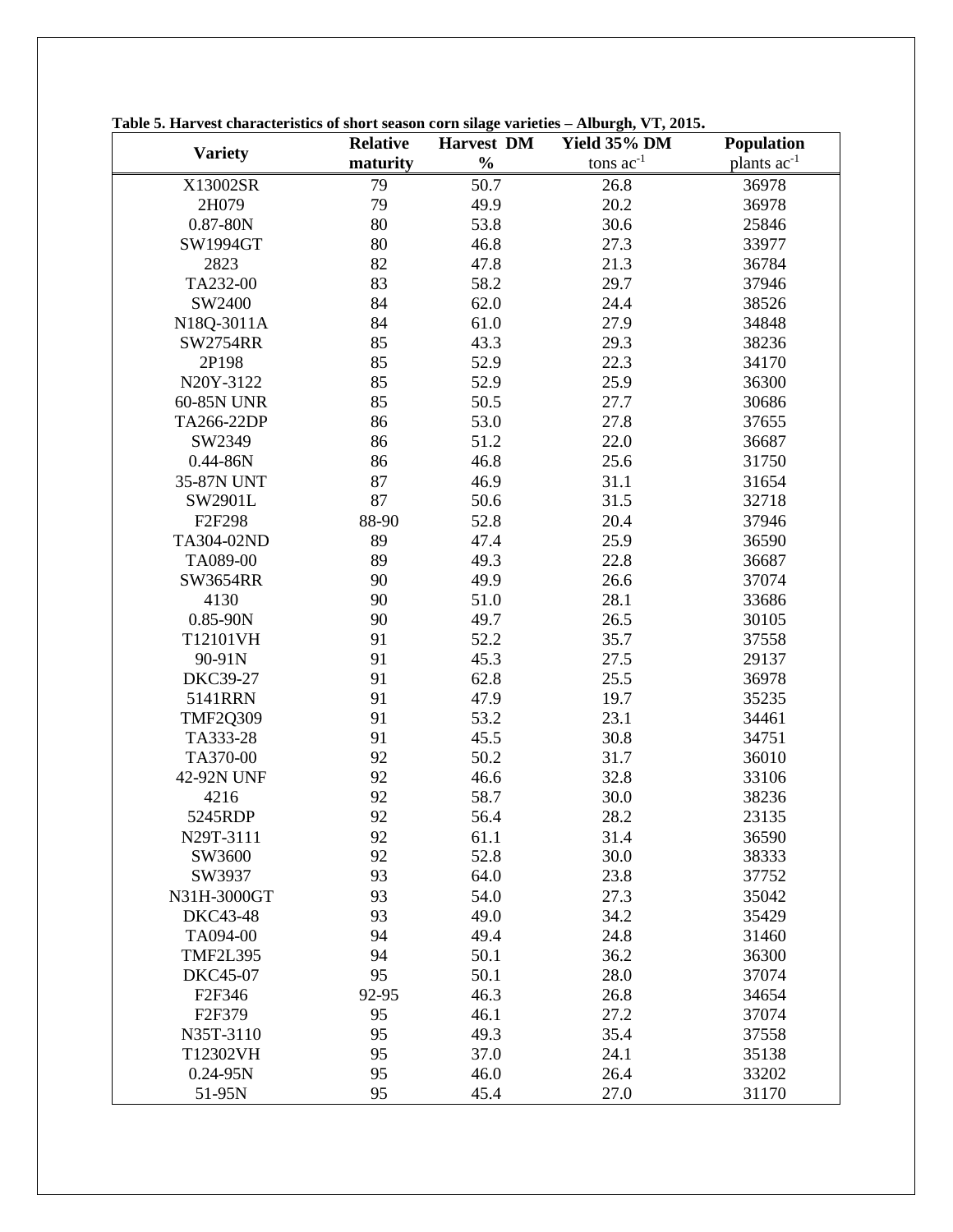**Table 5. Harvest characteristics of short season corn silage varieties – Alburgh, VT, 2015.**

| Variety | Relative maturity | Harvest DM % | Yield 35% DM tons $ac^{-1}$ | Population plants $ac^{-1}$ |
|---|---|---|---|---|
| X13002SR | 79 | 50.7 | 26.8 | 36978 |
| 2H079 | 79 | 49.9 | 20.2 | 36978 |
| 0.87-80N | 80 | 53.8 | 30.6 | 25846 |
| SW1994GT | 80 | 46.8 | 27.3 | 33977 |
| 2823 | 82 | 47.8 | 21.3 | 36784 |
| TA232-00 | 83 | 58.2 | 29.7 | 37946 |
| SW2400 | 84 | 62.0 | 24.4 | 38526 |
| N18Q-3011A | 84 | 61.0 | 27.9 | 34848 |
| SW2754RR | 85 | 43.3 | 29.3 | 38236 |
| 2P198 | 85 | 52.9 | 22.3 | 34170 |
| N20Y-3122 | 85 | 52.9 | 25.9 | 36300 |
| 60-85N UNR | 85 | 50.5 | 27.7 | 30686 |
| TA266-22DP | 86 | 53.0 | 27.8 | 37655 |
| SW2349 | 86 | 51.2 | 22.0 | 36687 |
| 0.44-86N | 86 | 46.8 | 25.6 | 31750 |
| 35-87N UNT | 87 | 46.9 | 31.1 | 31654 |
| SW2901L | 87 | 50.6 | 31.5 | 32718 |
| F2F298 | 88-90 | 52.8 | 20.4 | 37946 |
| TA304-02ND | 89 | 47.4 | 25.9 | 36590 |
| TA089-00 | 89 | 49.3 | 22.8 | 36687 |
| SW3654RR | 90 | 49.9 | 26.6 | 37074 |
| 4130 | 90 | 51.0 | 28.1 | 33686 |
| 0.85-90N | 90 | 49.7 | 26.5 | 30105 |
| T12101VH | 91 | 52.2 | 35.7 | 37558 |
| 90-91N | 91 | 45.3 | 27.5 | 29137 |
| DKC39-27 | 91 | 62.8 | 25.5 | 36978 |
| 5141RRN | 91 | 47.9 | 19.7 | 35235 |
| TMF2Q309 | 91 | 53.2 | 23.1 | 34461 |
| TA333-28 | 91 | 45.5 | 30.8 | 34751 |
| TA370-00 | 92 | 50.2 | 31.7 | 36010 |
| 42-92N UNF | 92 | 46.6 | 32.8 | 33106 |
| 4216 | 92 | 58.7 | 30.0 | 38236 |
| 5245RDP | 92 | 56.4 | 28.2 | 23135 |
| N29T-3111 | 92 | 61.1 | 31.4 | 36590 |
| SW3600 | 92 | 52.8 | 30.0 | 38333 |
| SW3937 | 93 | 64.0 | 23.8 | 37752 |
| N31H-3000GT | 93 | 54.0 | 27.3 | 35042 |
| DKC43-48 | 93 | 49.0 | 34.2 | 35429 |
| TA094-00 | 94 | 49.4 | 24.8 | 31460 |
| TMF2L395 | 94 | 50.1 | 36.2 | 36300 |
| DKC45-07 | 95 | 50.1 | 28.0 | 37074 |
| F2F346 | 92-95 | 46.3 | 26.8 | 34654 |
| F2F379 | 95 | 46.1 | 27.2 | 37074 |
| N35T-3110 | 95 | 49.3 | 35.4 | 37558 |
| T12302VH | 95 | 37.0 | 24.1 | 35138 |
| 0.24-95N | 95 | 46.0 | 26.4 | 33202 |
| 51-95N | 95 | 45.4 | 27.0 | 31170 |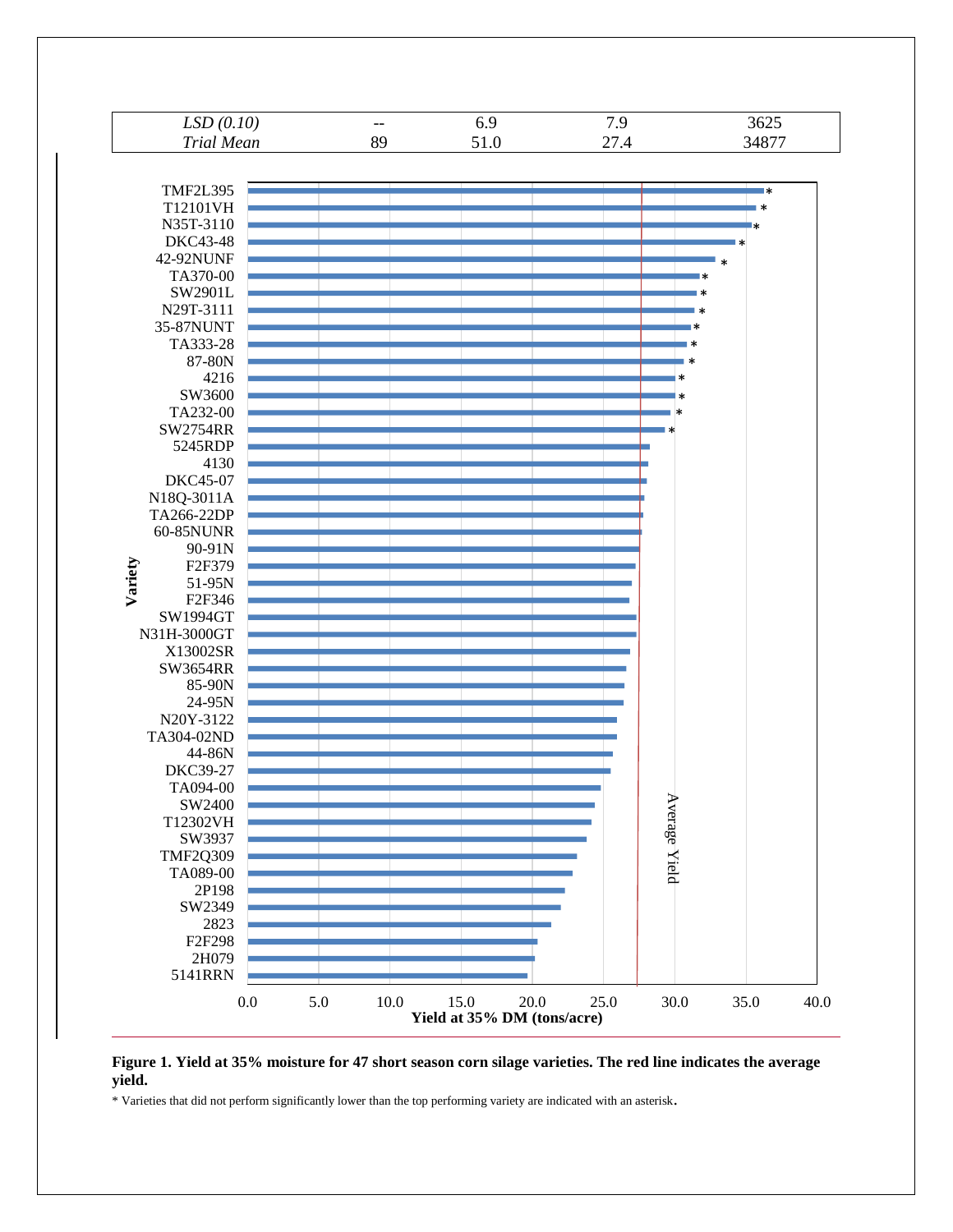| | | | | |
|---|---|---|---|---|
| *LSD (0.10)* | -- | 6.9 | 7.9 | 3625 |
| *Trial Mean* | 89 | 51.0 | 27.4 | 34877 |

**Figure 1. Yield at 35% moisture for 47 short season corn silage varieties. The red line indicates the average yield.**

\* Varieties that did not perform significantly lower than the top performing variety are indicated with an asterisk.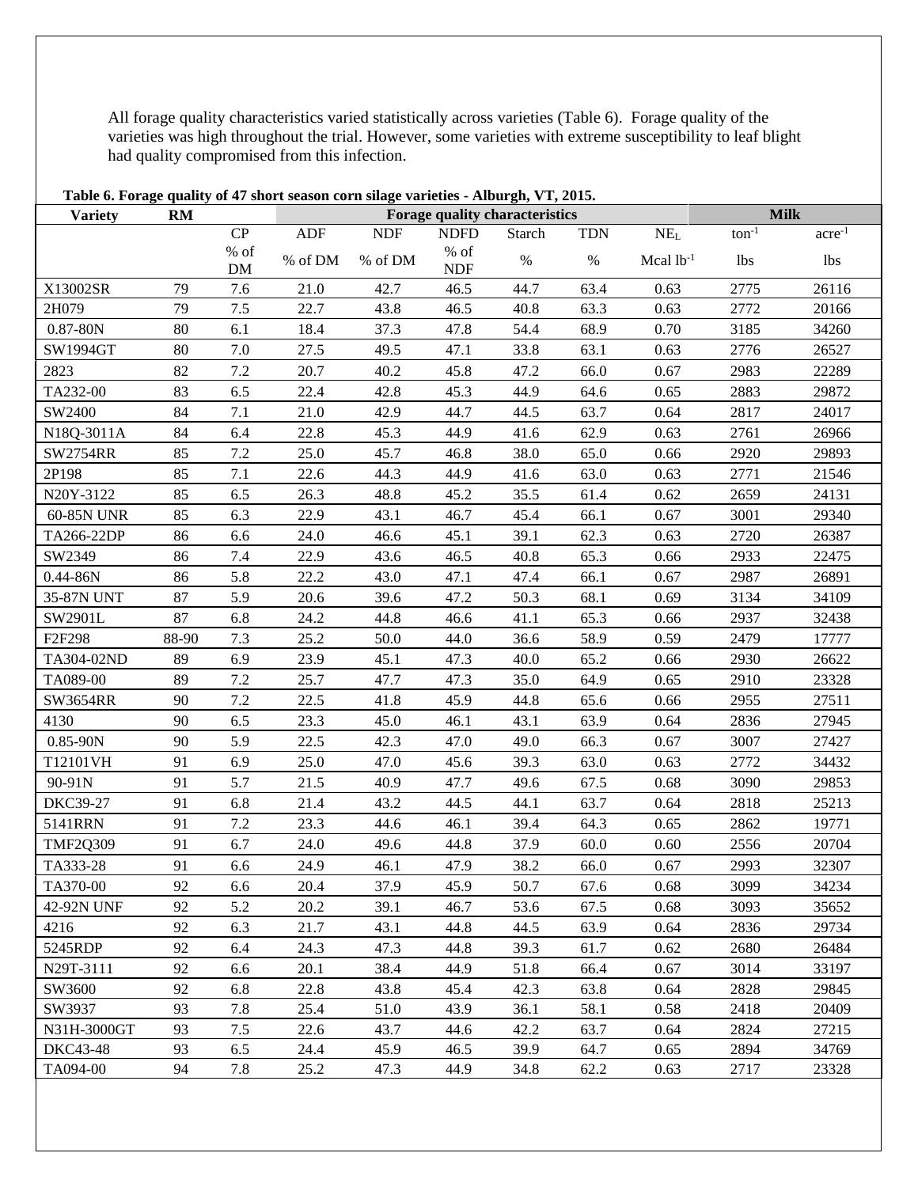All forage quality characteristics varied statistically across varieties (Table 6). Forage quality of the varieties was high throughout the trial. However, some varieties with extreme susceptibility to leaf blight had quality compromised from this infection.

**Table 6. Forage quality of 47 short season corn silage varieties - Alburgh, VT, 2015.**

| Variety | RM | Forage quality characteristics | | | | | | | Milk | |
|---|---|---|---|---|---|---|---|---|---|---|
| | | CP | ADF | NDF | NDFD | Starch | TDN | $NE_L$ | $ton^{-1}$ | $acre^{-1}$ |
| | | % of DM | % of DM | % of DM | % of NDF | % | % | Mcal $lb^{-1}$ | lbs | lbs |
| X13002SR | 79 | 7.6 | 21.0 | 42.7 | 46.5 | 44.7 | 63.4 | 0.63 | 2775 | 26116 |
| 2H079 | 79 | 7.5 | 22.7 | 43.8 | 46.5 | 40.8 | 63.3 | 0.63 | 2772 | 20166 |
| 0.87-80N | 80 | 6.1 | 18.4 | 37.3 | 47.8 | 54.4 | 68.9 | 0.70 | 3185 | 34260 |
| SW1994GT | 80 | 7.0 | 27.5 | 49.5 | 47.1 | 33.8 | 63.1 | 0.63 | 2776 | 26527 |
| 2823 | 82 | 7.2 | 20.7 | 40.2 | 45.8 | 47.2 | 66.0 | 0.67 | 2983 | 22289 |
| TA232-00 | 83 | 6.5 | 22.4 | 42.8 | 45.3 | 44.9 | 64.6 | 0.65 | 2883 | 29872 |
| SW2400 | 84 | 7.1 | 21.0 | 42.9 | 44.7 | 44.5 | 63.7 | 0.64 | 2817 | 24017 |
| N18Q-3011A | 84 | 6.4 | 22.8 | 45.3 | 44.9 | 41.6 | 62.9 | 0.63 | 2761 | 26966 |
| SW2754RR | 85 | 7.2 | 25.0 | 45.7 | 46.8 | 38.0 | 65.0 | 0.66 | 2920 | 29893 |
| 2P198 | 85 | 7.1 | 22.6 | 44.3 | 44.9 | 41.6 | 63.0 | 0.63 | 2771 | 21546 |
| N20Y-3122 | 85 | 6.5 | 26.3 | 48.8 | 45.2 | 35.5 | 61.4 | 0.62 | 2659 | 24131 |
| 60-85N UNR | 85 | 6.3 | 22.9 | 43.1 | 46.7 | 45.4 | 66.1 | 0.67 | 3001 | 29340 |
| TA266-22DP | 86 | 6.6 | 24.0 | 46.6 | 45.1 | 39.1 | 62.3 | 0.63 | 2720 | 26387 |
| SW2349 | 86 | 7.4 | 22.9 | 43.6 | 46.5 | 40.8 | 65.3 | 0.66 | 2933 | 22475 |
| 0.44-86N | 86 | 5.8 | 22.2 | 43.0 | 47.1 | 47.4 | 66.1 | 0.67 | 2987 | 26891 |
| 35-87N UNT | 87 | 5.9 | 20.6 | 39.6 | 47.2 | 50.3 | 68.1 | 0.69 | 3134 | 34109 |
| SW2901L | 87 | 6.8 | 24.2 | 44.8 | 46.6 | 41.1 | 65.3 | 0.66 | 2937 | 32438 |
| F2F298 | 88-90 | 7.3 | 25.2 | 50.0 | 44.0 | 36.6 | 58.9 | 0.59 | 2479 | 17777 |
| TA304-02ND | 89 | 6.9 | 23.9 | 45.1 | 47.3 | 40.0 | 65.2 | 0.66 | 2930 | 26622 |
| TA089-00 | 89 | 7.2 | 25.7 | 47.7 | 47.3 | 35.0 | 64.9 | 0.65 | 2910 | 23328 |
| SW3654RR | 90 | 7.2 | 22.5 | 41.8 | 45.9 | 44.8 | 65.6 | 0.66 | 2955 | 27511 |
| 4130 | 90 | 6.5 | 23.3 | 45.0 | 46.1 | 43.1 | 63.9 | 0.64 | 2836 | 27945 |
| 0.85-90N | 90 | 5.9 | 22.5 | 42.3 | 47.0 | 49.0 | 66.3 | 0.67 | 3007 | 27427 |
| T12101VH | 91 | 6.9 | 25.0 | 47.0 | 45.6 | 39.3 | 63.0 | 0.63 | 2772 | 34432 |
| 90-91N | 91 | 5.7 | 21.5 | 40.9 | 47.7 | 49.6 | 67.5 | 0.68 | 3090 | 29853 |
| DKC39-27 | 91 | 6.8 | 21.4 | 43.2 | 44.5 | 44.1 | 63.7 | 0.64 | 2818 | 25213 |
| 5141RRN | 91 | 7.2 | 23.3 | 44.6 | 46.1 | 39.4 | 64.3 | 0.65 | 2862 | 19771 |
| TMF2Q309 | 91 | 6.7 | 24.0 | 49.6 | 44.8 | 37.9 | 60.0 | 0.60 | 2556 | 20704 |
| TA333-28 | 91 | 6.6 | 24.9 | 46.1 | 47.9 | 38.2 | 66.0 | 0.67 | 2993 | 32307 |
| TA370-00 | 92 | 6.6 | 20.4 | 37.9 | 45.9 | 50.7 | 67.6 | 0.68 | 3099 | 34234 |
| 42-92N UNF | 92 | 5.2 | 20.2 | 39.1 | 46.7 | 53.6 | 67.5 | 0.68 | 3093 | 35652 |
| 4216 | 92 | 6.3 | 21.7 | 43.1 | 44.8 | 44.5 | 63.9 | 0.64 | 2836 | 29734 |
| 5245RDP | 92 | 6.4 | 24.3 | 47.3 | 44.8 | 39.3 | 61.7 | 0.62 | 2680 | 26484 |
| N29T-3111 | 92 | 6.6 | 20.1 | 38.4 | 44.9 | 51.8 | 66.4 | 0.67 | 3014 | 33197 |
| SW3600 | 92 | 6.8 | 22.8 | 43.8 | 45.4 | 42.3 | 63.8 | 0.64 | 2828 | 29845 |
| SW3937 | 93 | 7.8 | 25.4 | 51.0 | 43.9 | 36.1 | 58.1 | 0.58 | 2418 | 20409 |
| N31H-3000GT | 93 | 7.5 | 22.6 | 43.7 | 44.6 | 42.2 | 63.7 | 0.64 | 2824 | 27215 |
| DKC43-48 | 93 | 6.5 | 24.4 | 45.9 | 46.5 | 39.9 | 64.7 | 0.65 | 2894 | 34769 |
| TA094-00 | 94 | 7.8 | 25.2 | 47.3 | 44.9 | 34.8 | 62.2 | 0.63 | 2717 | 23328 |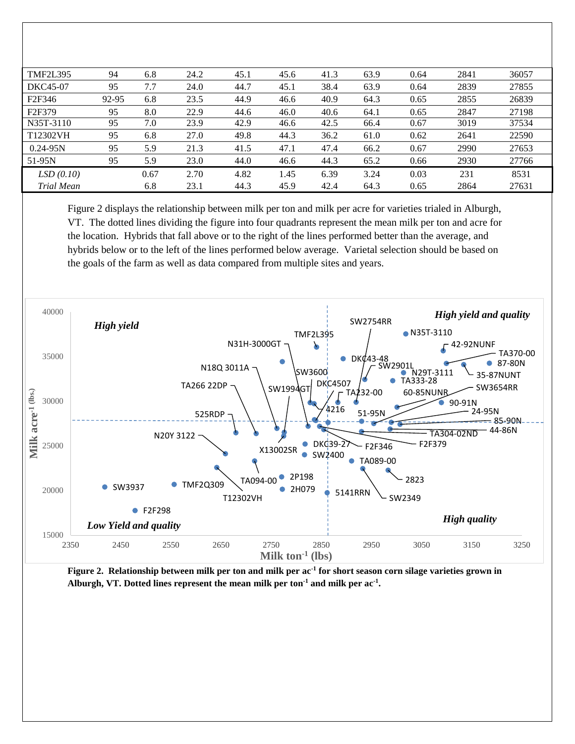| | | | | | | | | | | |
|---|---|---|---|---|---|---|---|---|---|---|
| TMF2L395 | 94 | 6.8 | 24.2 | 45.1 | 45.6 | 41.3 | 63.9 | 0.64 | 2841 | 36057 |
| DKC45-07 | 95 | 7.7 | 24.0 | 44.7 | 45.1 | 38.4 | 63.9 | 0.64 | 2839 | 27855 |
| F2F346 | 92-95 | 6.8 | 23.5 | 44.9 | 46.6 | 40.9 | 64.3 | 0.65 | 2855 | 26839 |
| F2F379 | 95 | 8.0 | 22.9 | 44.6 | 46.0 | 40.6 | 64.1 | 0.65 | 2847 | 27198 |
| N35T-3110 | 95 | 7.0 | 23.9 | 42.9 | 46.6 | 42.5 | 66.4 | 0.67 | 3019 | 37534 |
| T12302VH | 95 | 6.8 | 27.0 | 49.8 | 44.3 | 36.2 | 61.0 | 0.62 | 2641 | 22590 |
| 0.24-95N | 95 | 5.9 | 21.3 | 41.5 | 47.1 | 47.4 | 66.2 | 0.67 | 2990 | 27653 |
| 51-95N | 95 | 5.9 | 23.0 | 44.0 | 46.6 | 44.3 | 65.2 | 0.66 | 2930 | 27766 |
| *LSD (0.10)* | | 0.67 | 2.70 | 4.82 | 1.45 | 6.39 | 3.24 | 0.03 | 231 | 8531 |
| *Trial Mean* | | 6.8 | 23.1 | 44.3 | 45.9 | 42.4 | 64.3 | 0.65 | 2864 | 27631 |

Figure 2 displays the relationship between milk per ton and milk per acre for varieties trialed in Alburgh, VT. The dotted lines dividing the figure into four quadrants represent the mean milk per ton and acre for the location. Hybrids that fall above or to the right of the lines performed better than the average, and hybrids below or to the left of the lines performed below average. Varietal selection should be based on the goals of the farm as well as data compared from multiple sites and years.

**Figure 2. Relationship between milk per ton and milk per ac$^{-1}$ for short season corn silage varieties grown in Alburgh, VT. Dotted lines represent the mean milk per ton$^{-1}$ and milk per ac$^{-1}$.**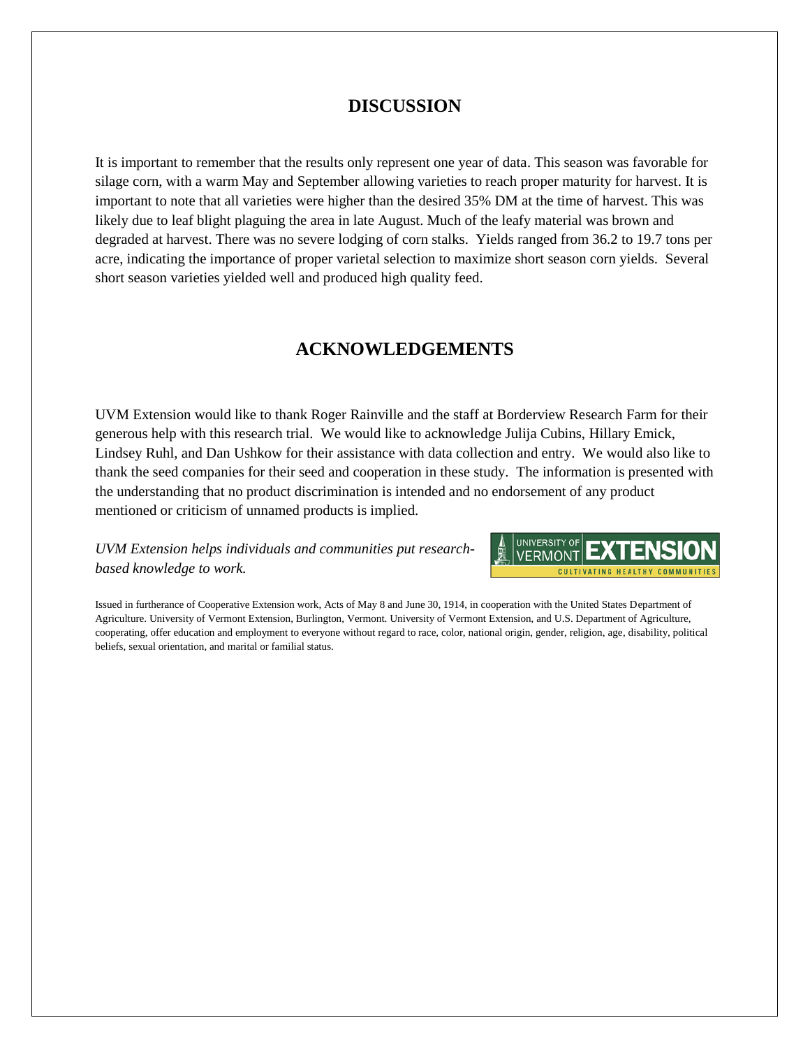## DISCUSSION

It is important to remember that the results only represent one year of data. This season was favorable for silage corn, with a warm May and September allowing varieties to reach proper maturity for harvest. It is important to note that all varieties were higher than the desired 35% DM at the time of harvest. This was likely due to leaf blight plaguing the area in late August. Much of the leafy material was brown and degraded at harvest. There was no severe lodging of corn stalks. Yields ranged from 36.2 to 19.7 tons per acre, indicating the importance of proper varietal selection to maximize short season corn yields. Several short season varieties yielded well and produced high quality feed.

## ACKNOWLEDGEMENTS

UVM Extension would like to thank Roger Rainville and the staff at Borderview Research Farm for their generous help with this research trial. We would like to acknowledge Julija Cubins, Hillary Emick, Lindsey Ruhl, and Dan Ushkow for their assistance with data collection and entry. We would also like to thank the seed companies for their seed and cooperation in these study. The information is presented with the understanding that no product discrimination is intended and no endorsement of any product mentioned or criticism of unnamed products is implied.

*UVM Extension helps individuals and communities put research-based knowledge to work.*

UNIVERSITY OF VERMONT EXTENSION
CULTIVATING HEALTHY COMMUNITIES

Issued in furtherance of Cooperative Extension work, Acts of May 8 and June 30, 1914, in cooperation with the United States Department of Agriculture. University of Vermont Extension, Burlington, Vermont. University of Vermont Extension, and U.S. Department of Agriculture, cooperating, offer education and employment to everyone without regard to race, color, national origin, gender, religion, age, disability, political beliefs, sexual orientation, and marital or familial status.